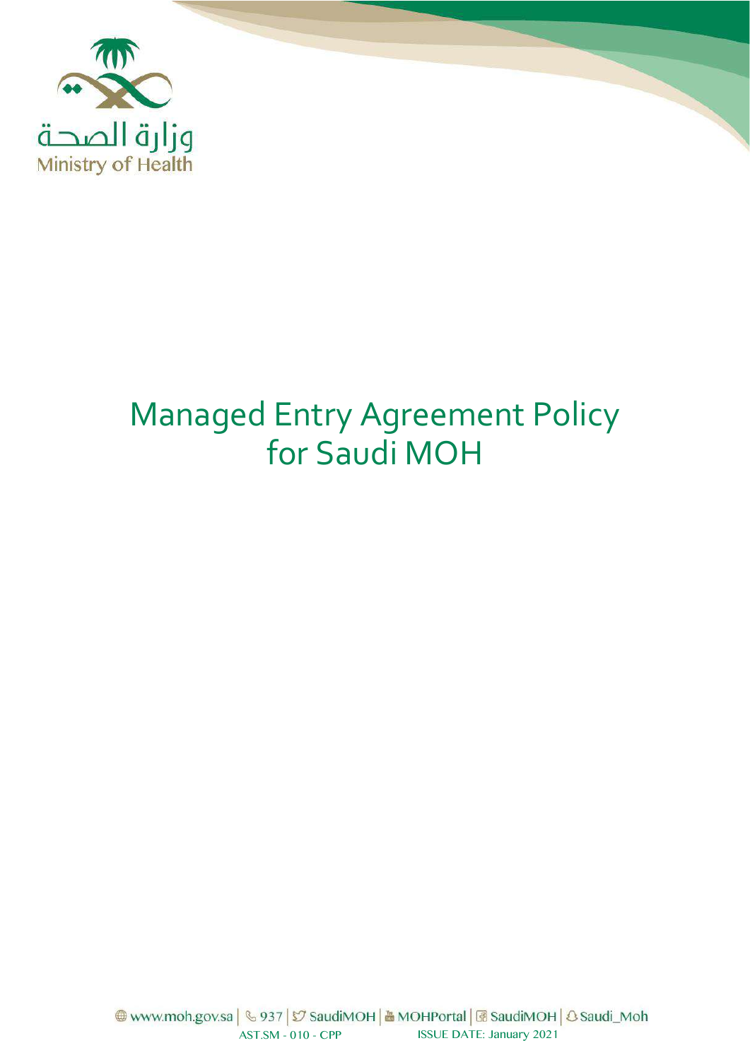وزارة الصحة
Ministry of Health

# Managed Entry Agreement Policy for Saudi MOH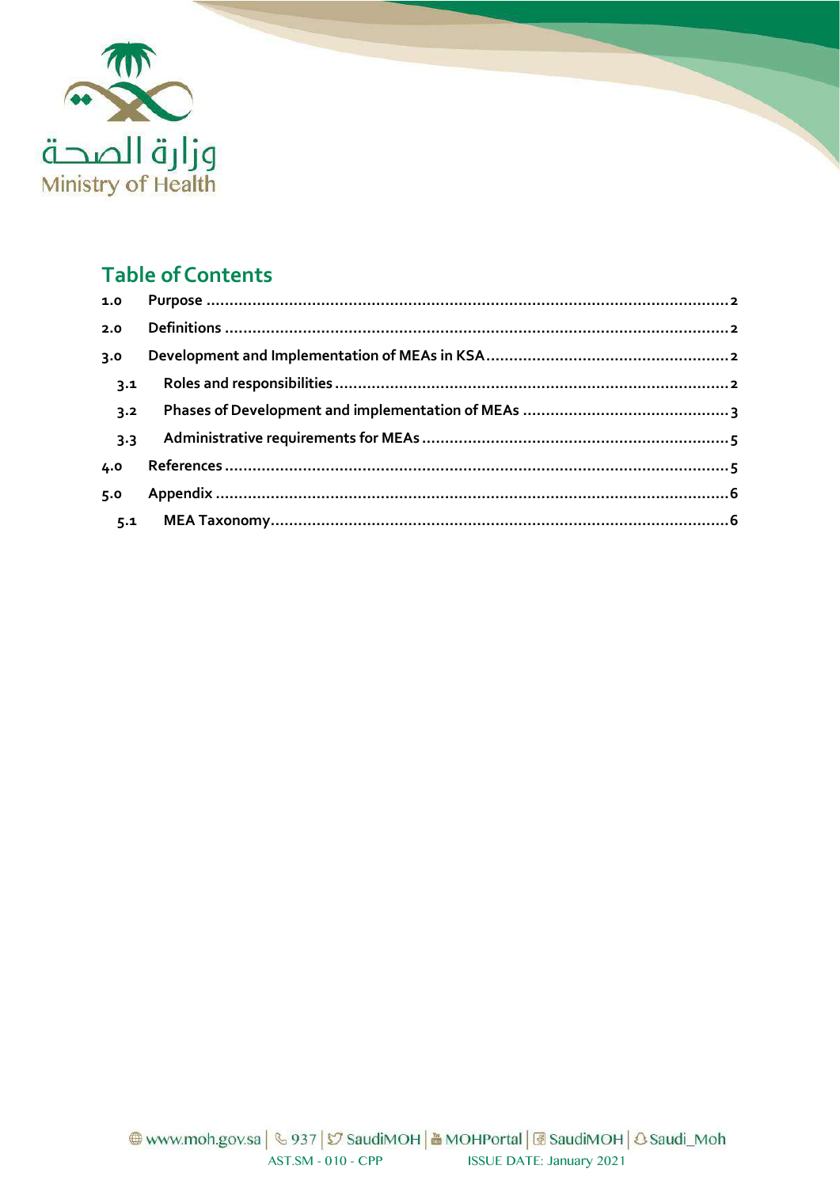## Table of Contents

| | | |
|---|---|---|
| 1.0 | Purpose | 2 |
| 2.0 | Definitions | 2 |
| 3.0 | Development and Implementation of MEAs in KSA | 2 |
| 3.1 | Roles and responsibilities | 2 |
| 3.2 | Phases of Development and implementation of MEAs | 3 |
| 3.3 | Administrative requirements for MEAs | 5 |
| 4.0 | References | 5 |
| 5.0 | Appendix | 6 |
| 5.1 | MEA Taxonomy | 6 |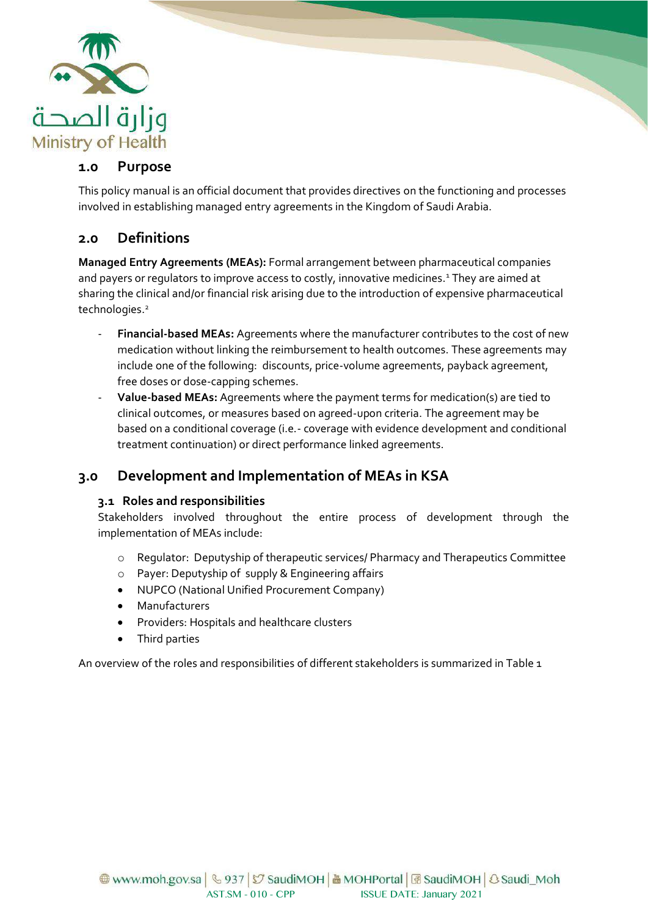## 1.0 Purpose

This policy manual is an official document that provides directives on the functioning and processes involved in establishing managed entry agreements in the Kingdom of Saudi Arabia.

## 2.0 Definitions

**Managed Entry Agreements (MEAs):** Formal arrangement between pharmaceutical companies and payers or regulators to improve access to costly, innovative medicines.[1] They are aimed at sharing the clinical and/or financial risk arising due to the introduction of expensive pharmaceutical technologies.[2]

- **Financial-based MEAs:** Agreements where the manufacturer contributes to the cost of new medication without linking the reimbursement to health outcomes. These agreements may include one of the following: discounts, price-volume agreements, payback agreement, free doses or dose-capping schemes.
- **Value-based MEAs:** Agreements where the payment terms for medication(s) are tied to clinical outcomes, or measures based on agreed-upon criteria. The agreement may be based on a conditional coverage (i.e.- coverage with evidence development and conditional treatment continuation) or direct performance linked agreements.

## 3.0 Development and Implementation of MEAs in KSA

### 3.1 Roles and responsibilities

Stakeholders involved throughout the entire process of development through the implementation of MEAs include:

- Regulator: Deputyship of therapeutic services/ Pharmacy and Therapeutics Committee
- Payer: Deputyship of supply & Engineering affairs
- NUPCO (National Unified Procurement Company)
- Manufacturers
- Providers: Hospitals and healthcare clusters
- Third parties

An overview of the roles and responsibilities of different stakeholders is summarized in Table 1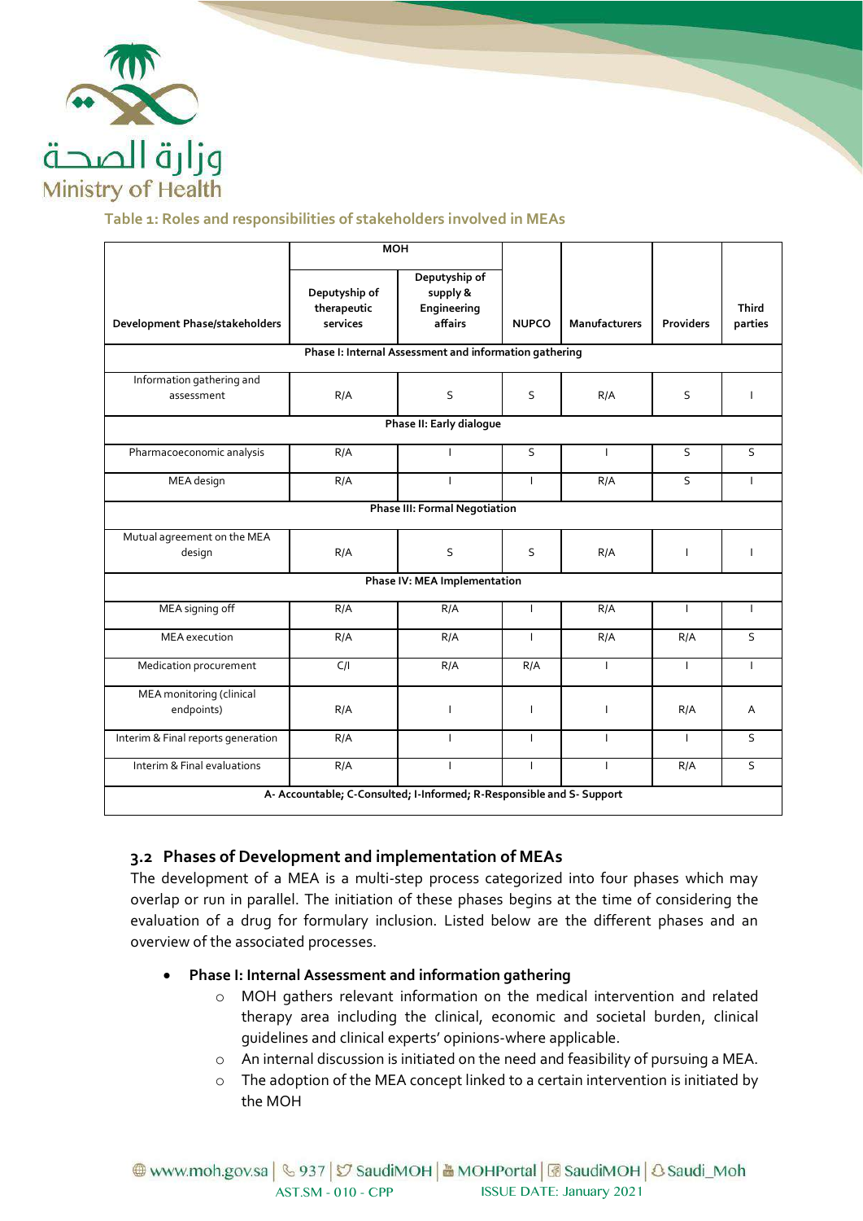Table 1: Roles and responsibilities of stakeholders involved in MEAs

| Development Phase/stakeholders | MOH | | NUPCO | Manufacturers | Providers | Third parties |
|---|---|---|---|---|---|---|
| | Deputyship of therapeutic services | Deputyship of supply & Engineering affairs | | | | |
| **Phase I: Internal Assessment and information gathering** | | | | | | |
| Information gathering and assessment | R/A | S | S | R/A | S | I |
| **Phase II: Early dialogue** | | | | | | |
| Pharmacoeconomic analysis | R/A | I | S | I | S | S |
| MEA design | R/A | I | I | R/A | S | I |
| **Phase III: Formal Negotiation** | | | | | | |
| Mutual agreement on the MEA design | R/A | S | S | R/A | I | I |
| **Phase IV: MEA Implementation** | | | | | | |
| MEA signing off | R/A | R/A | I | R/A | I | I |
| MEA execution | R/A | R/A | I | R/A | R/A | S |
| Medication procurement | C/I | R/A | R/A | I | I | I |
| MEA monitoring (clinical endpoints) | R/A | I | I | I | R/A | A |
| Interim & Final reports generation | R/A | I | I | I | I | S |
| Interim & Final evaluations | R/A | I | I | I | R/A | S |

A- Accountable; C-Consulted; I-Informed; R-Responsible and S- Support

### 3.2 Phases of Development and implementation of MEAs

The development of a MEA is a multi-step process categorized into four phases which may overlap or run in parallel. The initiation of these phases begins at the time of considering the evaluation of a drug for formulary inclusion. Listed below are the different phases and an overview of the associated processes.

- **Phase I: Internal Assessment and information gathering**
  - MOH gathers relevant information on the medical intervention and related therapy area including the clinical, economic and societal burden, clinical guidelines and clinical experts' opinions-where applicable.
  - An internal discussion is initiated on the need and feasibility of pursuing a MEA.
  - The adoption of the MEA concept linked to a certain intervention is initiated by the MOH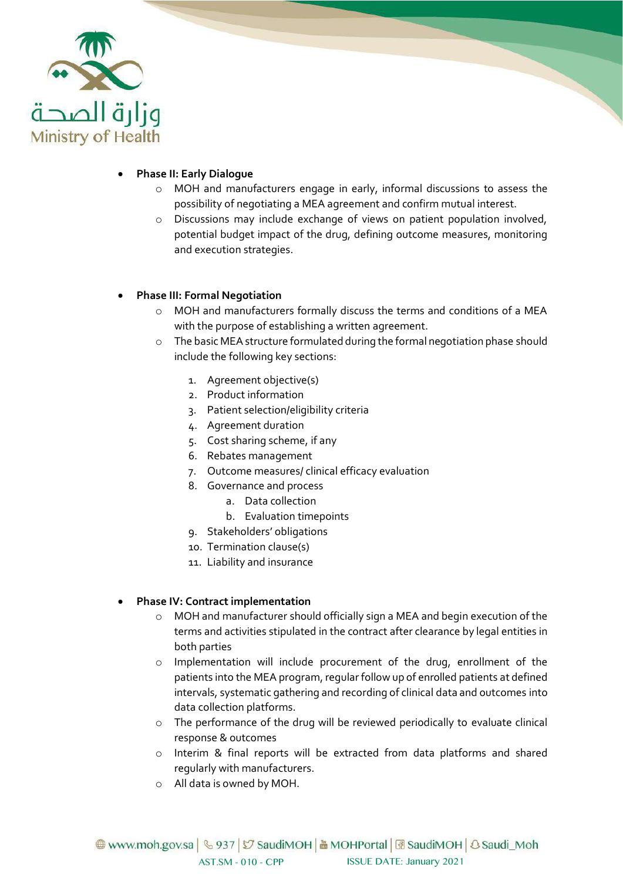- **Phase II: Early Dialogue**
    - MOH and manufacturers engage in early, informal discussions to assess the possibility of negotiating a MEA agreement and confirm mutual interest.
    - Discussions may include exchange of views on patient population involved, potential budget impact of the drug, defining outcome measures, monitoring and execution strategies.

- **Phase III: Formal Negotiation**
    - MOH and manufacturers formally discuss the terms and conditions of a MEA with the purpose of establishing a written agreement.
    - The basic MEA structure formulated during the formal negotiation phase should include the following key sections:

        1. Agreement objective(s)
        2. Product information
        3. Patient selection/eligibility criteria
        4. Agreement duration
        5. Cost sharing scheme, if any
        6. Rebates management
        7. Outcome measures/ clinical efficacy evaluation
        8. Governance and process
            a. Data collection
            b. Evaluation timepoints
        9. Stakeholders' obligations
        10. Termination clause(s)
        11. Liability and insurance

- **Phase IV: Contract implementation**
    - MOH and manufacturer should officially sign a MEA and begin execution of the terms and activities stipulated in the contract after clearance by legal entities in both parties
    - Implementation will include procurement of the drug, enrollment of the patients into the MEA program, regular follow up of enrolled patients at defined intervals, systematic gathering and recording of clinical data and outcomes into data collection platforms.
    - The performance of the drug will be reviewed periodically to evaluate clinical response & outcomes
    - Interim & final reports will be extracted from data platforms and shared regularly with manufacturers.
    - All data is owned by MOH.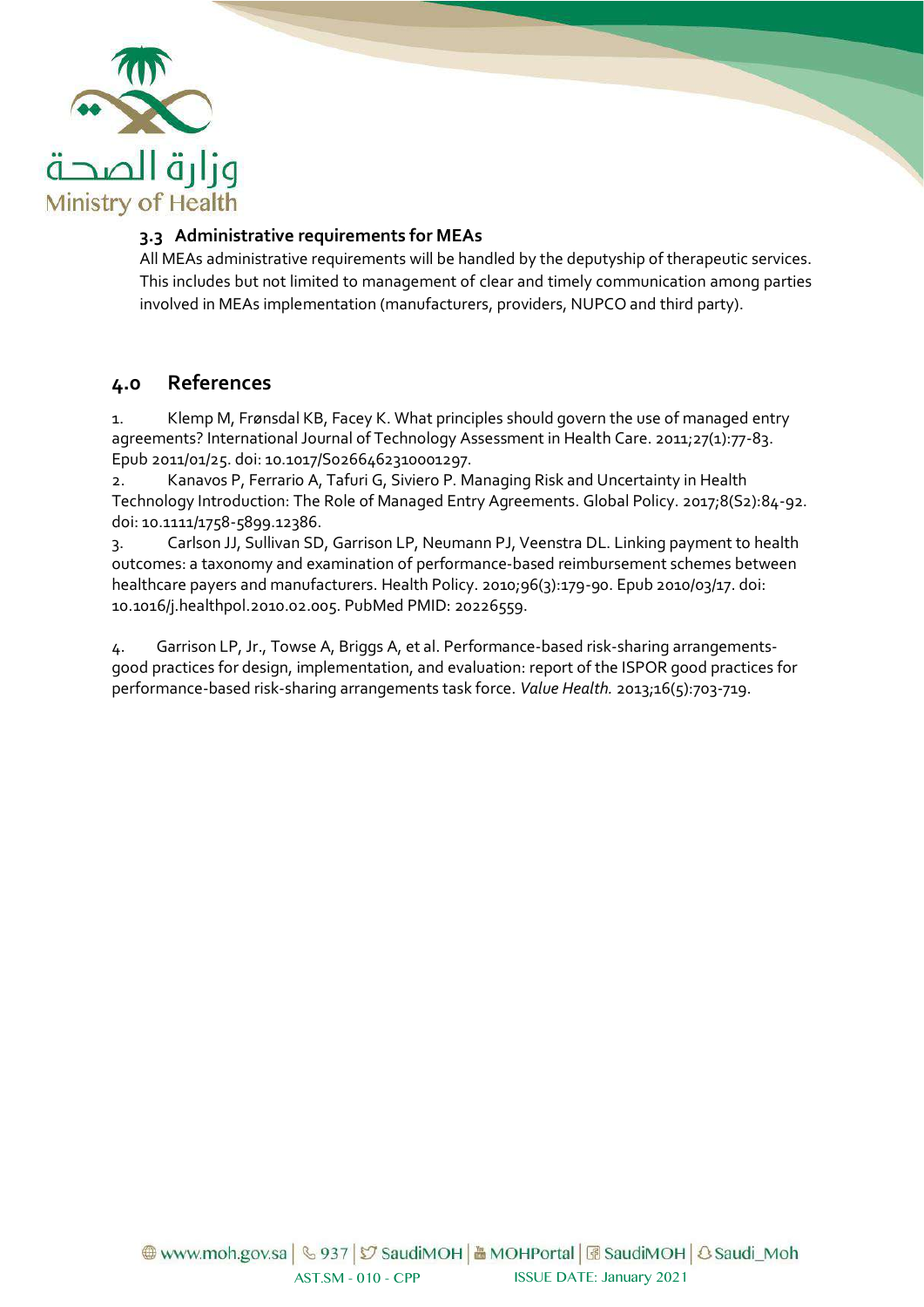### 3.3 Administrative requirements for MEAs

All MEAs administrative requirements will be handled by the deputyship of therapeutic services. This includes but not limited to management of clear and timely communication among parties involved in MEAs implementation (manufacturers, providers, NUPCO and third party).

## 4.0 References

1. Klemp M, Frønsdal KB, Facey K. What principles should govern the use of managed entry agreements? International Journal of Technology Assessment in Health Care. 2011;27(1):77-83. Epub 2011/01/25. doi: 10.1017/S0266462310001297.
2. Kanavos P, Ferrario A, Tafuri G, Siviero P. Managing Risk and Uncertainty in Health Technology Introduction: The Role of Managed Entry Agreements. Global Policy. 2017;8(S2):84-92. doi: 10.1111/1758-5899.12386.
3. Carlson JJ, Sullivan SD, Garrison LP, Neumann PJ, Veenstra DL. Linking payment to health outcomes: a taxonomy and examination of performance-based reimbursement schemes between healthcare payers and manufacturers. Health Policy. 2010;96(3):179-90. Epub 2010/03/17. doi: 10.1016/j.healthpol.2010.02.005. PubMed PMID: 20226559.
4. Garrison LP, Jr., Towse A, Briggs A, et al. Performance-based risk-sharing arrangements-good practices for design, implementation, and evaluation: report of the ISPOR good practices for performance-based risk-sharing arrangements task force. *Value Health.* 2013;16(5):703-719.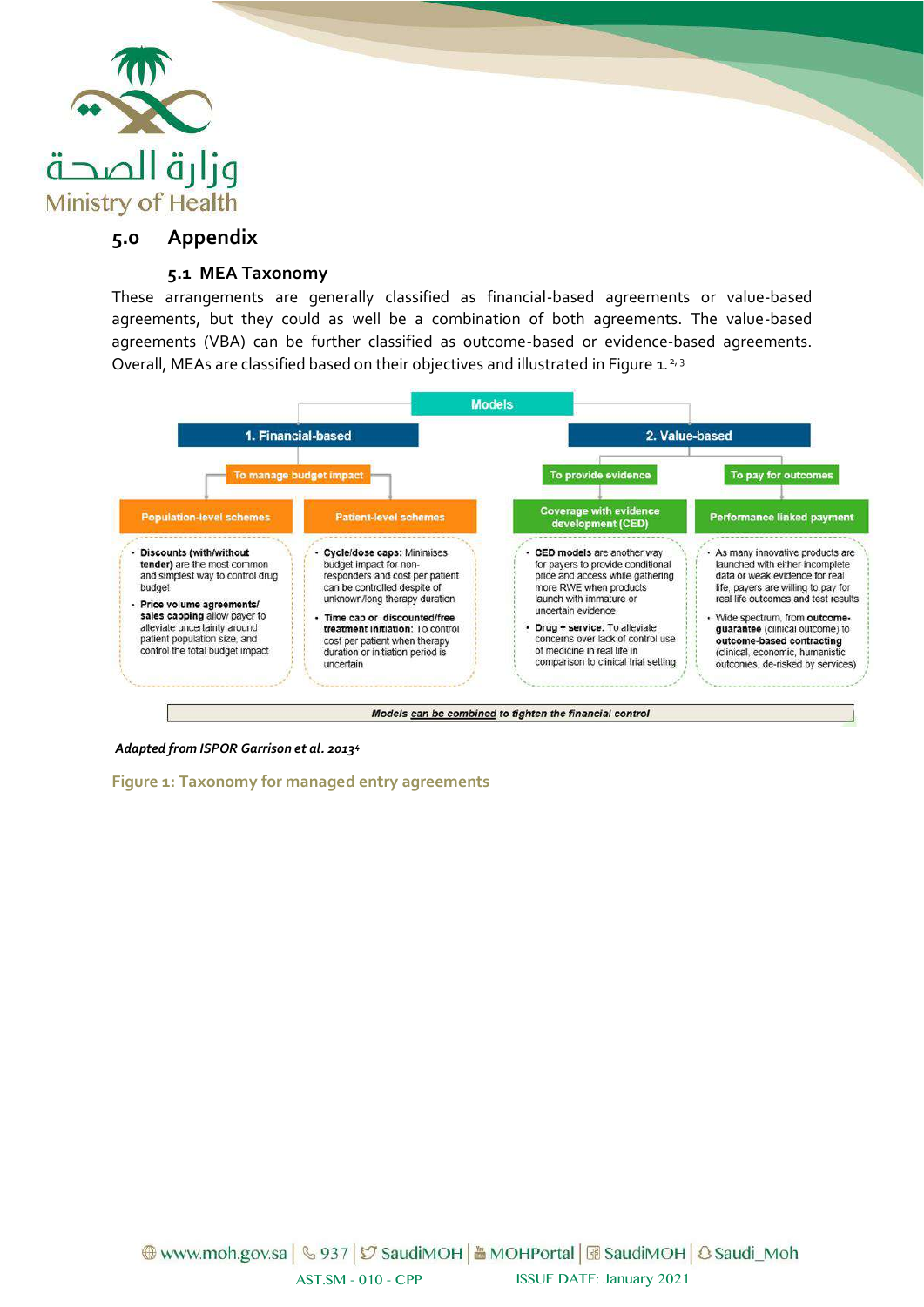## 5.0 Appendix

### 5.1 MEA Taxonomy

These arrangements are generally classified as financial-based agreements or value-based agreements, but they could as well be a combination of both agreements. The value-based agreements (VBA) can be further classified as outcome-based or evidence-based agreements. Overall, MEAs are classified based on their objectives and illustrated in Figure 1.[2, 3]

Models

1. Financial-based

To manage budget impact

Population-level schemes

- **Discounts (with/without tender)** are the most common and simplest way to control drug budget
- **Price volume agreements/ sales capping** allow payer to alleviate uncertainty around patient population size, and control the total budget impact

Patient-level schemes

- **Cycle/dose caps:** Minimises budget impact for non-responders and cost per patient can be controlled despite of unknown/long therapy duration
- **Time cap or discounted/free treatment initiation:** To control cost per patient when therapy duration or initiation period is uncertain

2. Value-based

To provide evidence

Coverage with evidence development (CED)

- **CED models** are another way for payers to provide conditional price and access while gathering more RWE when products launch with immature or uncertain evidence
- **Drug + service:** To alleviate concerns over lack of control use of medicine in real life in comparison to clinical trial setting

To pay for outcomes

Performance linked payment

- As many innovative products are launched with either incomplete data or weak evidence for real life, payers are willing to pay for real life outcomes and test results
- Wide spectrum, from **outcome-guarantee** (clinical outcome) to **outcome-based contracting** (clinical, economic, humanistic outcomes, de-risked by services)

*Models can be combined to tighten the financial control*

*Adapted from ISPOR Garrison et al. 2013*[4]

Figure 1: Taxonomy for managed entry agreements